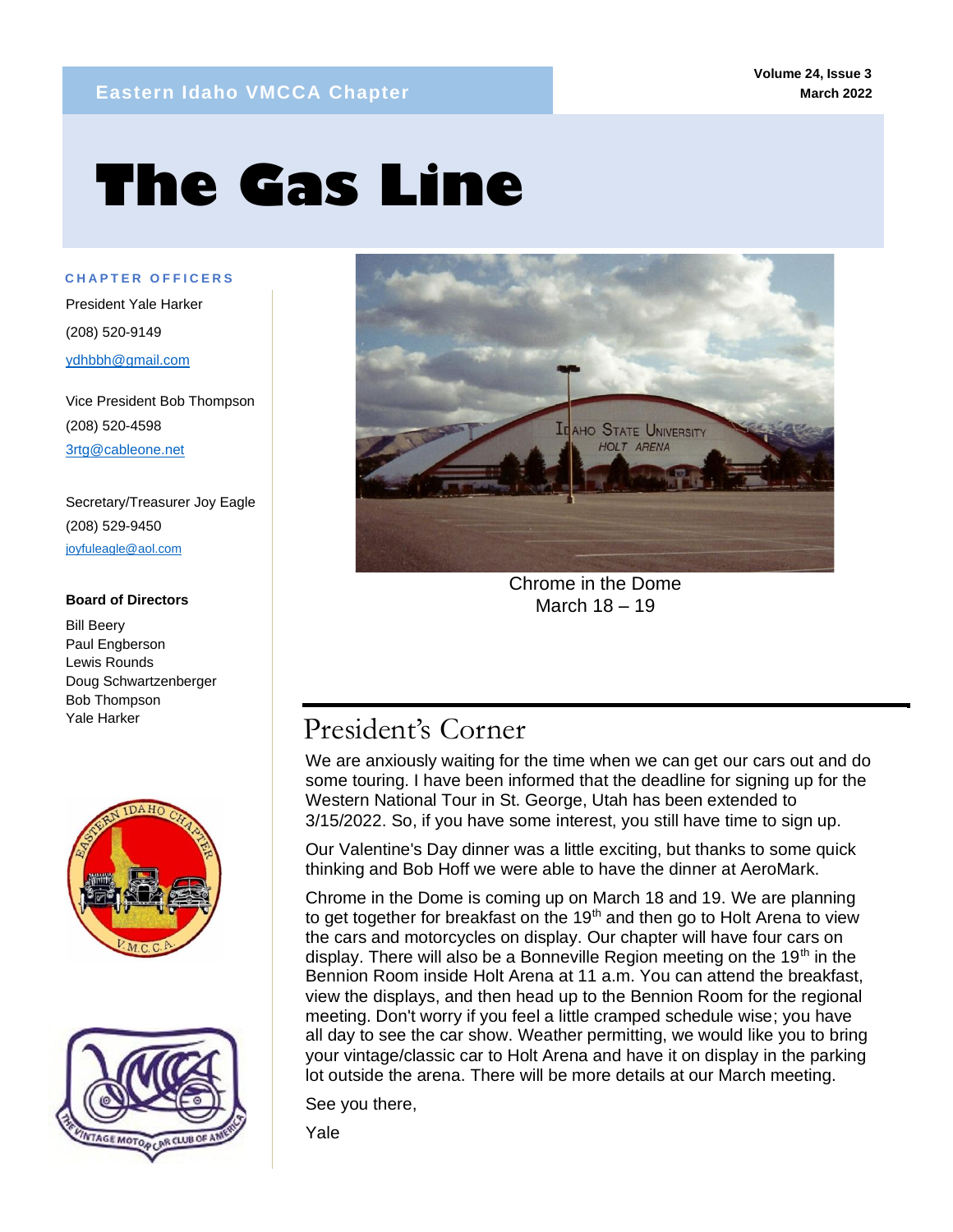Eastern Idaho VMCCA Chapter

Volume 24, Issue 3
March 2022

# The Gas Line

**CHAPTER OFFICERS**

President Yale Harker
(208) 520-9149
ydhbbh@gmail.com

Vice President Bob Thompson
(208) 520-4598
3rtg@cableone.net

Secretary/Treasurer Joy Eagle
(208) 529-9450
joyfuleagle@aol.com

**Board of Directors**

Bill Beery
Paul Engberson
Lewis Rounds
Doug Schwartzenberger
Bob Thompson
Yale Harker

Chrome in the Dome
March 18 – 19

## President's Corner

We are anxiously waiting for the time when we can get our cars out and do some touring. I have been informed that the deadline for signing up for the Western National Tour in St. George, Utah has been extended to 3/15/2022. So, if you have some interest, you still have time to sign up.

Our Valentine's Day dinner was a little exciting, but thanks to some quick thinking and Bob Hoff we were able to have the dinner at AeroMark.

Chrome in the Dome is coming up on March 18 and 19. We are planning to get together for breakfast on the 19th and then go to Holt Arena to view the cars and motorcycles on display. Our chapter will have four cars on display. There will also be a Bonneville Region meeting on the 19th in the Bennion Room inside Holt Arena at 11 a.m. You can attend the breakfast, view the displays, and then head up to the Bennion Room for the regional meeting. Don't worry if you feel a little cramped schedule wise; you have all day to see the car show. Weather permitting, we would like you to bring your vintage/classic car to Holt Arena and have it on display in the parking lot outside the arena. There will be more details at our March meeting.

See you there,

Yale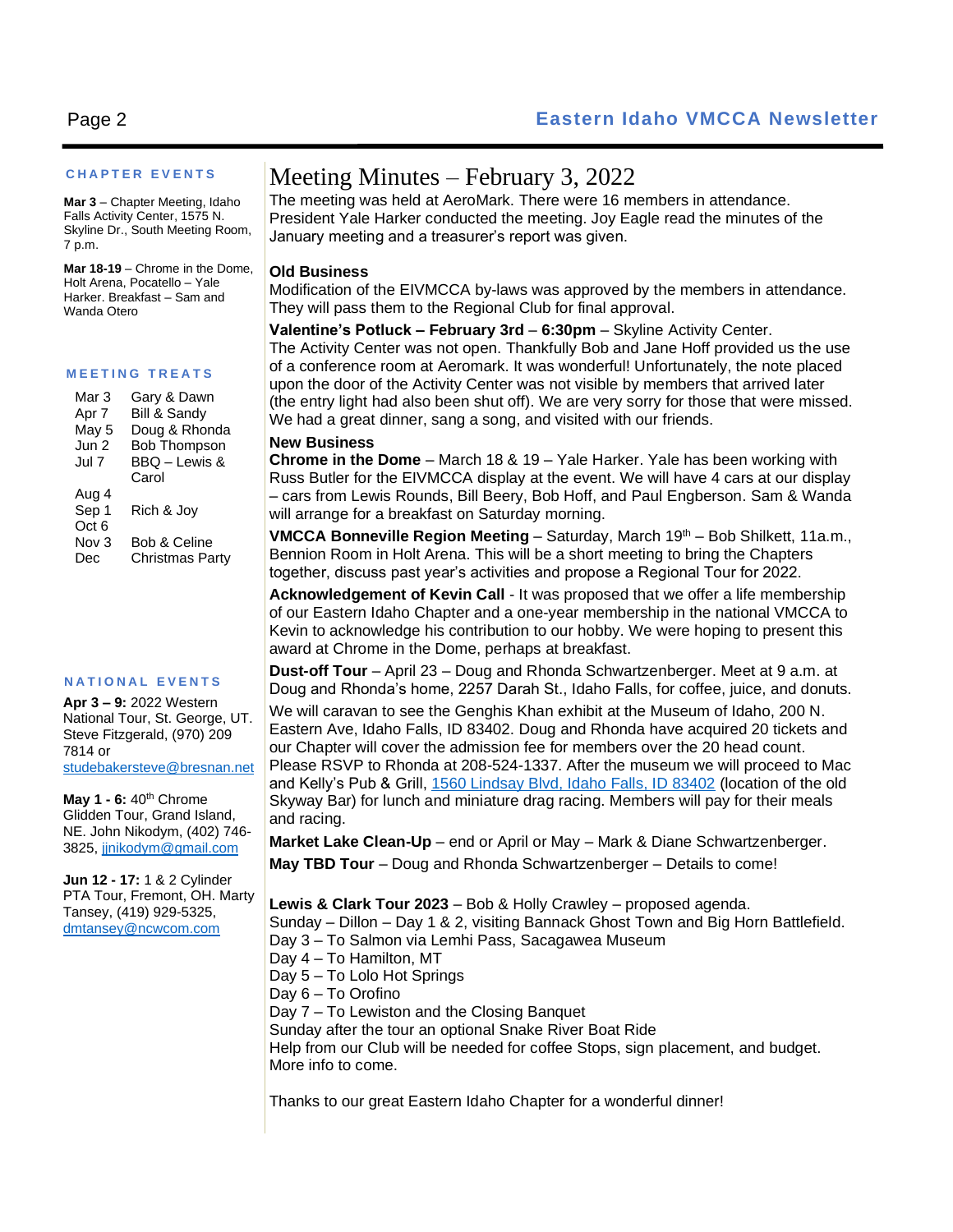## CHAPTER EVENTS

**Mar 3** – Chapter Meeting, Idaho Falls Activity Center, 1575 N. Skyline Dr., South Meeting Room, 7 p.m.

**Mar 18-19** – Chrome in the Dome, Holt Arena, Pocatello – Yale Harker. Breakfast – Sam and Wanda Otero

## MEETING TREATS

| | |
|---|---|
| Mar 3 | Gary & Dawn |
| Apr 7 | Bill & Sandy |
| May 5 | Doug & Rhonda |
| Jun 2 | Bob Thompson |
| Jul 7 | BBQ – Lewis & Carol |
| Aug 4 | |
| Sep 1 | Rich & Joy |
| Oct 6 | |
| Nov 3 | Bob & Celine |
| Dec | Christmas Party |

## NATIONAL EVENTS

**Apr 3 – 9:** 2022 Western National Tour, St. George, UT. Steve Fitzgerald, (970) 209 7814 or studebakersteve@bresnan.net

**May 1 - 6:** 40th Chrome Glidden Tour, Grand Island, NE. John Nikodym, (402) 746-3825, jjnikodym@gmail.com

**Jun 12 - 17:** 1 & 2 Cylinder PTA Tour, Fremont, OH. Marty Tansey, (419) 929-5325, dmtansey@ncwcom.com

# Meeting Minutes – February 3, 2022

The meeting was held at AeroMark. There were 16 members in attendance. President Yale Harker conducted the meeting. Joy Eagle read the minutes of the January meeting and a treasurer's report was given.

**Old Business**

Modification of the EIVMCCA by-laws was approved by the members in attendance. They will pass them to the Regional Club for final approval.

**Valentine's Potluck – February 3rd** – **6:30pm** – Skyline Activity Center.

The Activity Center was not open. Thankfully Bob and Jane Hoff provided us the use of a conference room at Aeromark. It was wonderful! Unfortunately, the note placed upon the door of the Activity Center was not visible by members that arrived later (the entry light had also been shut off). We are very sorry for those that were missed. We had a great dinner, sang a song, and visited with our friends.

**New Business**

**Chrome in the Dome** – March 18 & 19 – Yale Harker. Yale has been working with Russ Butler for the EIVMCCA display at the event. We will have 4 cars at our display – cars from Lewis Rounds, Bill Beery, Bob Hoff, and Paul Engberson. Sam & Wanda will arrange for a breakfast on Saturday morning.

**VMCCA Bonneville Region Meeting** – Saturday, March 19th – Bob Shilkett, 11a.m., Bennion Room in Holt Arena. This will be a short meeting to bring the Chapters together, discuss past year's activities and propose a Regional Tour for 2022.

**Acknowledgement of Kevin Call** - It was proposed that we offer a life membership of our Eastern Idaho Chapter and a one-year membership in the national VMCCA to Kevin to acknowledge his contribution to our hobby. We were hoping to present this award at Chrome in the Dome, perhaps at breakfast.

**Dust-off Tour** – April 23 – Doug and Rhonda Schwartzenberger. Meet at 9 a.m. at Doug and Rhonda's home, 2257 Darah St., Idaho Falls, for coffee, juice, and donuts. We will caravan to see the Genghis Khan exhibit at the Museum of Idaho, 200 N. Eastern Ave, Idaho Falls, ID 83402. Doug and Rhonda have acquired 20 tickets and our Chapter will cover the admission fee for members over the 20 head count. Please RSVP to Rhonda at 208-524-1337. After the museum we will proceed to Mac and Kelly's Pub & Grill, 1560 Lindsay Blvd, Idaho Falls, ID 83402 (location of the old Skyway Bar) for lunch and miniature drag racing. Members will pay for their meals and racing.

**Market Lake Clean-Up** – end or April or May – Mark & Diane Schwartzenberger.

**May TBD Tour** – Doug and Rhonda Schwartzenberger – Details to come!

**Lewis & Clark Tour 2023** – Bob & Holly Crawley – proposed agenda.
Sunday – Dillon – Day 1 & 2, visiting Bannack Ghost Town and Big Horn Battlefield.
Day 3 – To Salmon via Lemhi Pass, Sacagawea Museum
Day 4 – To Hamilton, MT
Day 5 – To Lolo Hot Springs
Day 6 – To Orofino
Day 7 – To Lewiston and the Closing Banquet
Sunday after the tour an optional Snake River Boat Ride
Help from our Club will be needed for coffee Stops, sign placement, and budget. More info to come.

Thanks to our great Eastern Idaho Chapter for a wonderful dinner!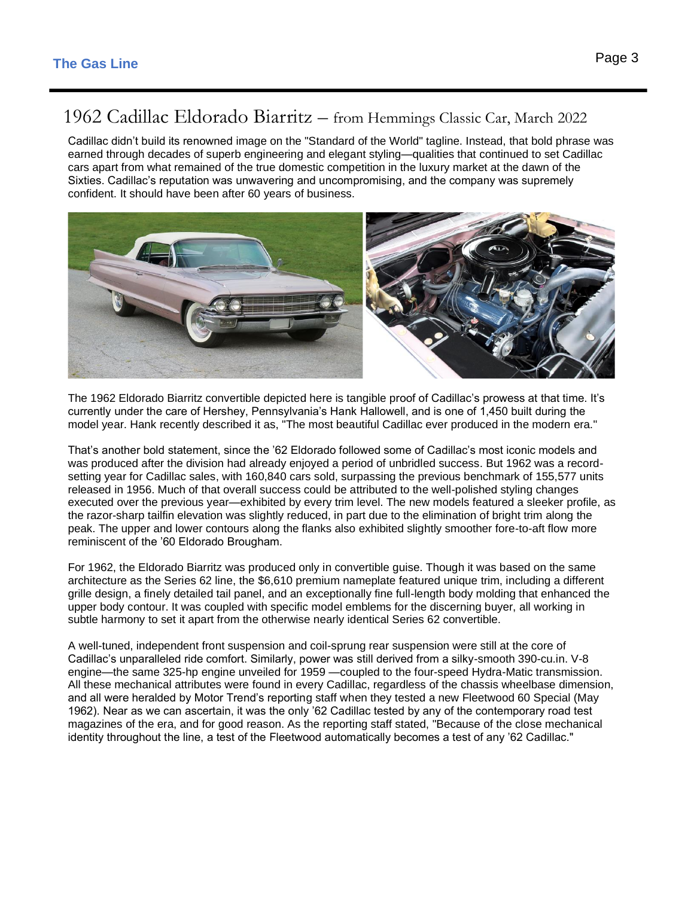# 1962 Cadillac Eldorado Biarritz – from Hemmings Classic Car, March 2022

Cadillac didn't build its renowned image on the "Standard of the World" tagline. Instead, that bold phrase was earned through decades of superb engineering and elegant styling—qualities that continued to set Cadillac cars apart from what remained of the true domestic competition in the luxury market at the dawn of the Sixties. Cadillac's reputation was unwavering and uncompromising, and the company was supremely confident. It should have been after 60 years of business.

The 1962 Eldorado Biarritz convertible depicted here is tangible proof of Cadillac's prowess at that time. It's currently under the care of Hershey, Pennsylvania's Hank Hallowell, and is one of 1,450 built during the model year. Hank recently described it as, "The most beautiful Cadillac ever produced in the modern era."

That's another bold statement, since the '62 Eldorado followed some of Cadillac's most iconic models and was produced after the division had already enjoyed a period of unbridled success. But 1962 was a record-setting year for Cadillac sales, with 160,840 cars sold, surpassing the previous benchmark of 155,577 units released in 1956. Much of that overall success could be attributed to the well-polished styling changes executed over the previous year—exhibited by every trim level. The new models featured a sleeker profile, as the razor-sharp tailfin elevation was slightly reduced, in part due to the elimination of bright trim along the peak. The upper and lower contours along the flanks also exhibited slightly smoother fore-to-aft flow more reminiscent of the '60 Eldorado Brougham.

For 1962, the Eldorado Biarritz was produced only in convertible guise. Though it was based on the same architecture as the Series 62 line, the $6,610 premium nameplate featured unique trim, including a different grille design, a finely detailed tail panel, and an exceptionally fine full-length body molding that enhanced the upper body contour. It was coupled with specific model emblems for the discerning buyer, all working in subtle harmony to set it apart from the otherwise nearly identical Series 62 convertible.

A well-tuned, independent front suspension and coil-sprung rear suspension were still at the core of Cadillac's unparalleled ride comfort. Similarly, power was still derived from a silky-smooth 390-cu.in. V-8 engine—the same 325-hp engine unveiled for 1959 —coupled to the four-speed Hydra-Matic transmission. All these mechanical attributes were found in every Cadillac, regardless of the chassis wheelbase dimension, and all were heralded by Motor Trend's reporting staff when they tested a new Fleetwood 60 Special (May 1962). Near as we can ascertain, it was the only '62 Cadillac tested by any of the contemporary road test magazines of the era, and for good reason. As the reporting staff stated, "Because of the close mechanical identity throughout the line, a test of the Fleetwood automatically becomes a test of any '62 Cadillac."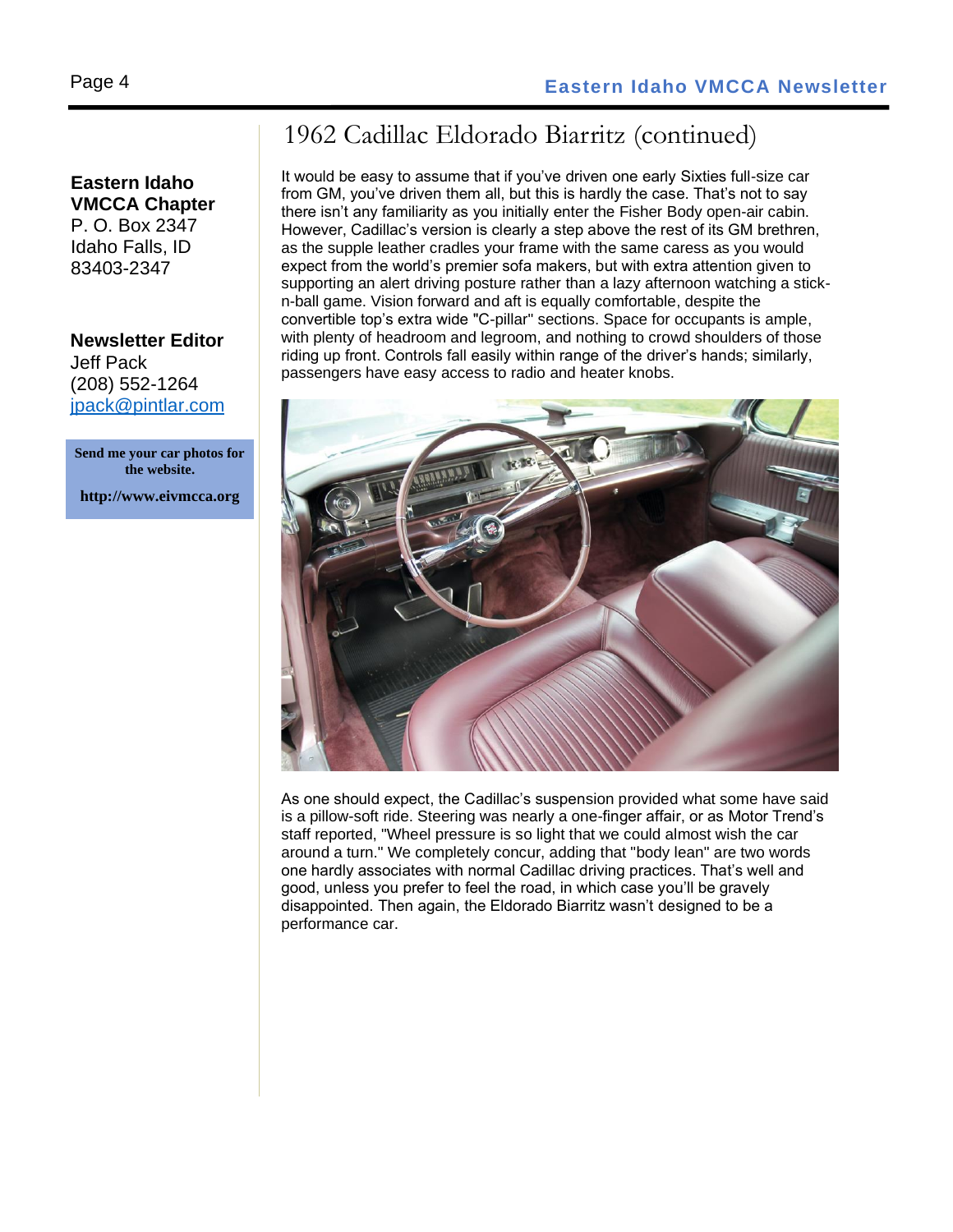**Eastern Idaho VMCCA Chapter**
P. O. Box 2347
Idaho Falls, ID
83403-2347

**Newsletter Editor**
Jeff Pack
(208) 552-1264
jpack@pintlar.com

**Send me your car photos for the website.**

**http://www.eivmcca.org**

# 1962 Cadillac Eldorado Biarritz (continued)

It would be easy to assume that if you've driven one early Sixties full-size car from GM, you've driven them all, but this is hardly the case. That's not to say there isn't any familiarity as you initially enter the Fisher Body open-air cabin. However, Cadillac's version is clearly a step above the rest of its GM brethren, as the supple leather cradles your frame with the same caress as you would expect from the world's premier sofa makers, but with extra attention given to supporting an alert driving posture rather than a lazy afternoon watching a stick-n-ball game. Vision forward and aft is equally comfortable, despite the convertible top's extra wide "C-pillar" sections. Space for occupants is ample, with plenty of headroom and legroom, and nothing to crowd shoulders of those riding up front. Controls fall easily within range of the driver's hands; similarly, passengers have easy access to radio and heater knobs.

As one should expect, the Cadillac's suspension provided what some have said is a pillow-soft ride. Steering was nearly a one-finger affair, or as Motor Trend's staff reported, "Wheel pressure is so light that we could almost wish the car around a turn." We completely concur, adding that "body lean" are two words one hardly associates with normal Cadillac driving practices. That's well and good, unless you prefer to feel the road, in which case you'll be gravely disappointed. Then again, the Eldorado Biarritz wasn't designed to be a performance car.